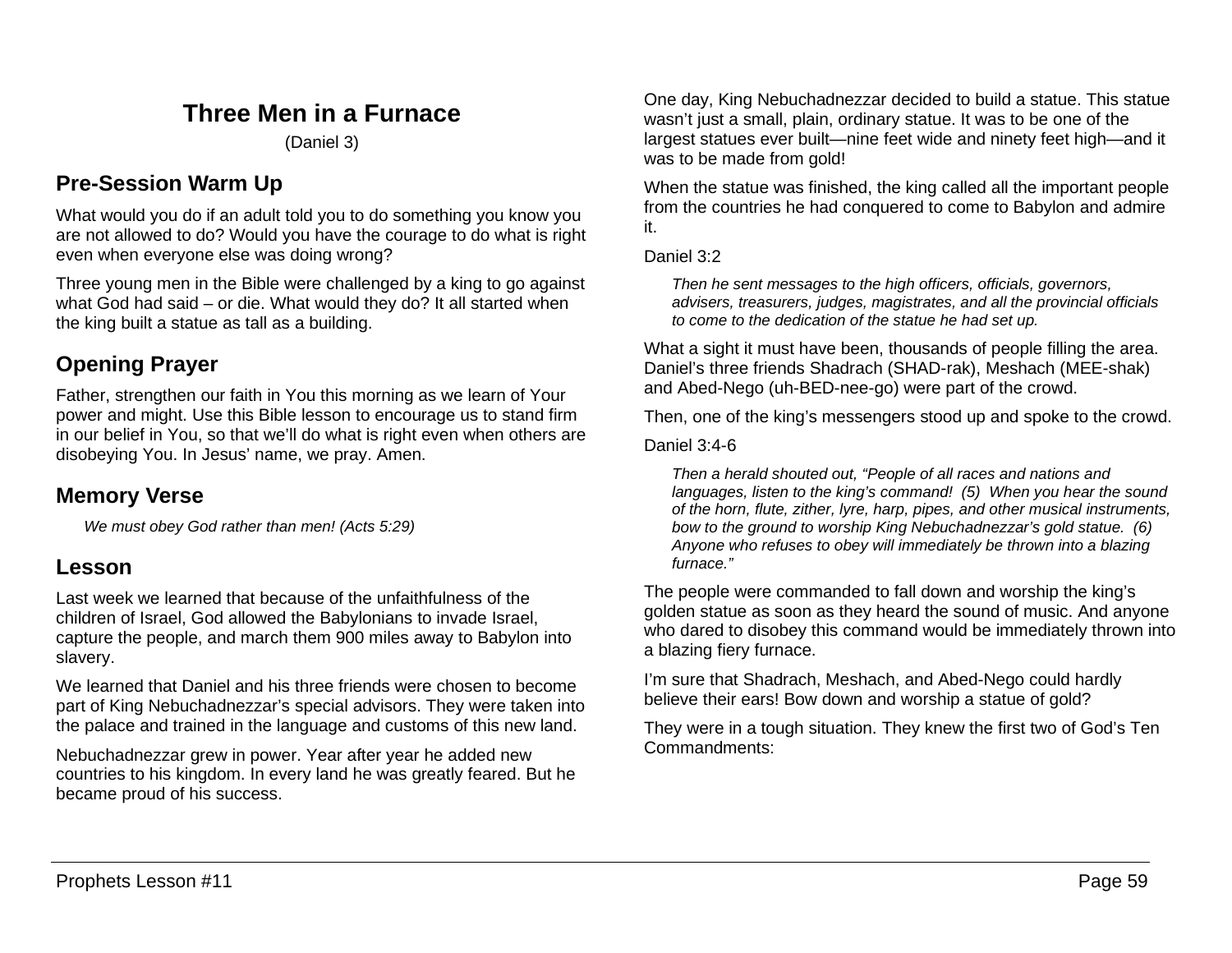# Three Men in a Furnace

(Daniel 3)

## Pre-Session Warm Up

What would you do if an adult told you to do something you know you are not allowed to do? Would you have the courage to do what is right even when everyone else was doing wrong?

Three young men in the Bible were challenged by a king to go against what God had said – or die. What would they do? It all started when the king built a statue as tall as a building.

## Opening Prayer

Father, strengthen our faith in You this morning as we learn of Your power and might. Use this Bible lesson to encourage us to stand firm in our belief in You, so that we'll do what is right even when others are disobeying You. In Jesus' name, we pray. Amen.

## Memory Verse

> *We must obey God rather than men! (Acts 5:29)*

## Lesson

Last week we learned that because of the unfaithfulness of the children of Israel, God allowed the Babylonians to invade Israel, capture the people, and march them 900 miles away to Babylon into slavery.

We learned that Daniel and his three friends were chosen to become part of King Nebuchadnezzar's special advisors. They were taken into the palace and trained in the language and customs of this new land.

Nebuchadnezzar grew in power. Year after year he added new countries to his kingdom. In every land he was greatly feared. But he became proud of his success.

One day, King Nebuchadnezzar decided to build a statue. This statue wasn't just a small, plain, ordinary statue. It was to be one of the largest statues ever built—nine feet wide and ninety feet high—and it was to be made from gold!

When the statue was finished, the king called all the important people from the countries he had conquered to come to Babylon and admire it.

Daniel 3:2

> *Then he sent messages to the high officers, officials, governors, advisers, treasurers, judges, magistrates, and all the provincial officials to come to the dedication of the statue he had set up.*

What a sight it must have been, thousands of people filling the area. Daniel's three friends Shadrach (SHAD-rak), Meshach (MEE-shak) and Abed-Nego (uh-BED-nee-go) were part of the crowd.

Then, one of the king's messengers stood up and spoke to the crowd.

Daniel 3:4-6

> *Then a herald shouted out, "People of all races and nations and languages, listen to the king's command! (5) When you hear the sound of the horn, flute, zither, lyre, harp, pipes, and other musical instruments, bow to the ground to worship King Nebuchadnezzar's gold statue. (6) Anyone who refuses to obey will immediately be thrown into a blazing furnace."*

The people were commanded to fall down and worship the king's golden statue as soon as they heard the sound of music. And anyone who dared to disobey this command would be immediately thrown into a blazing fiery furnace.

I'm sure that Shadrach, Meshach, and Abed-Nego could hardly believe their ears! Bow down and worship a statue of gold?

They were in a tough situation. They knew the first two of God's Ten Commandments: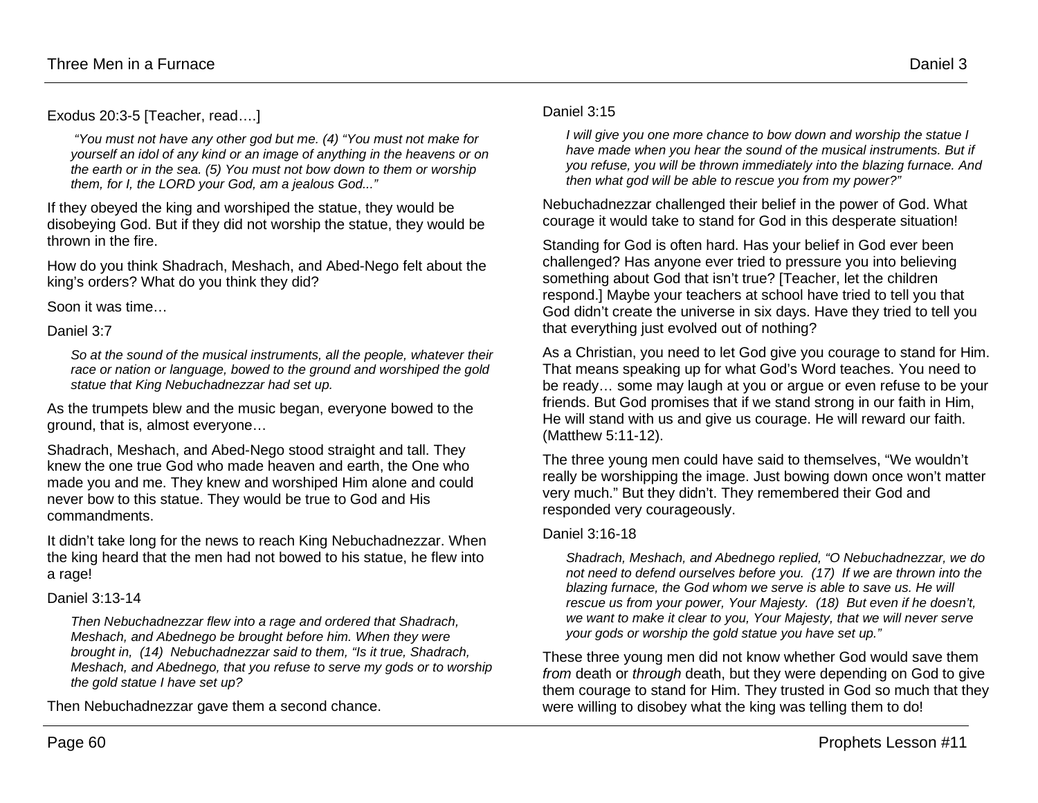Exodus 20:3-5 [Teacher, read….]

> *"You must not have any other god but me. (4) "You must not make for yourself an idol of any kind or an image of anything in the heavens or on the earth or in the sea. (5) You must not bow down to them or worship them, for I, the LORD your God, am a jealous God..."*

If they obeyed the king and worshiped the statue, they would be disobeying God. But if they did not worship the statue, they would be thrown in the fire.

How do you think Shadrach, Meshach, and Abed-Nego felt about the king's orders? What do you think they did?

Soon it was time…

Daniel 3:7

> *So at the sound of the musical instruments, all the people, whatever their race or nation or language, bowed to the ground and worshiped the gold statue that King Nebuchadnezzar had set up.*

As the trumpets blew and the music began, everyone bowed to the ground, that is, almost everyone…

Shadrach, Meshach, and Abed-Nego stood straight and tall. They knew the one true God who made heaven and earth, the One who made you and me. They knew and worshiped Him alone and could never bow to this statue. They would be true to God and His commandments.

It didn't take long for the news to reach King Nebuchadnezzar. When the king heard that the men had not bowed to his statue, he flew into a rage!

Daniel 3:13-14

> *Then Nebuchadnezzar flew into a rage and ordered that Shadrach, Meshach, and Abednego be brought before him. When they were brought in, (14) Nebuchadnezzar said to them, "Is it true, Shadrach, Meshach, and Abednego, that you refuse to serve my gods or to worship the gold statue I have set up?*

Then Nebuchadnezzar gave them a second chance.

Daniel 3:15

> *I will give you one more chance to bow down and worship the statue I have made when you hear the sound of the musical instruments. But if you refuse, you will be thrown immediately into the blazing furnace. And then what god will be able to rescue you from my power?"*

Nebuchadnezzar challenged their belief in the power of God. What courage it would take to stand for God in this desperate situation!

Standing for God is often hard. Has your belief in God ever been challenged? Has anyone ever tried to pressure you into believing something about God that isn't true? [Teacher, let the children respond.] Maybe your teachers at school have tried to tell you that God didn't create the universe in six days. Have they tried to tell you that everything just evolved out of nothing?

As a Christian, you need to let God give you courage to stand for Him. That means speaking up for what God's Word teaches. You need to be ready… some may laugh at you or argue or even refuse to be your friends. But God promises that if we stand strong in our faith in Him, He will stand with us and give us courage. He will reward our faith. (Matthew 5:11-12).

The three young men could have said to themselves, "We wouldn't really be worshipping the image. Just bowing down once won't matter very much." But they didn't. They remembered their God and responded very courageously.

Daniel 3:16-18

> *Shadrach, Meshach, and Abednego replied, "O Nebuchadnezzar, we do not need to defend ourselves before you. (17) If we are thrown into the blazing furnace, the God whom we serve is able to save us. He will rescue us from your power, Your Majesty. (18) But even if he doesn't, we want to make it clear to you, Your Majesty, that we will never serve your gods or worship the gold statue you have set up."*

These three young men did not know whether God would save them *from* death or *through* death, but they were depending on God to give them courage to stand for Him. They trusted in God so much that they were willing to disobey what the king was telling them to do!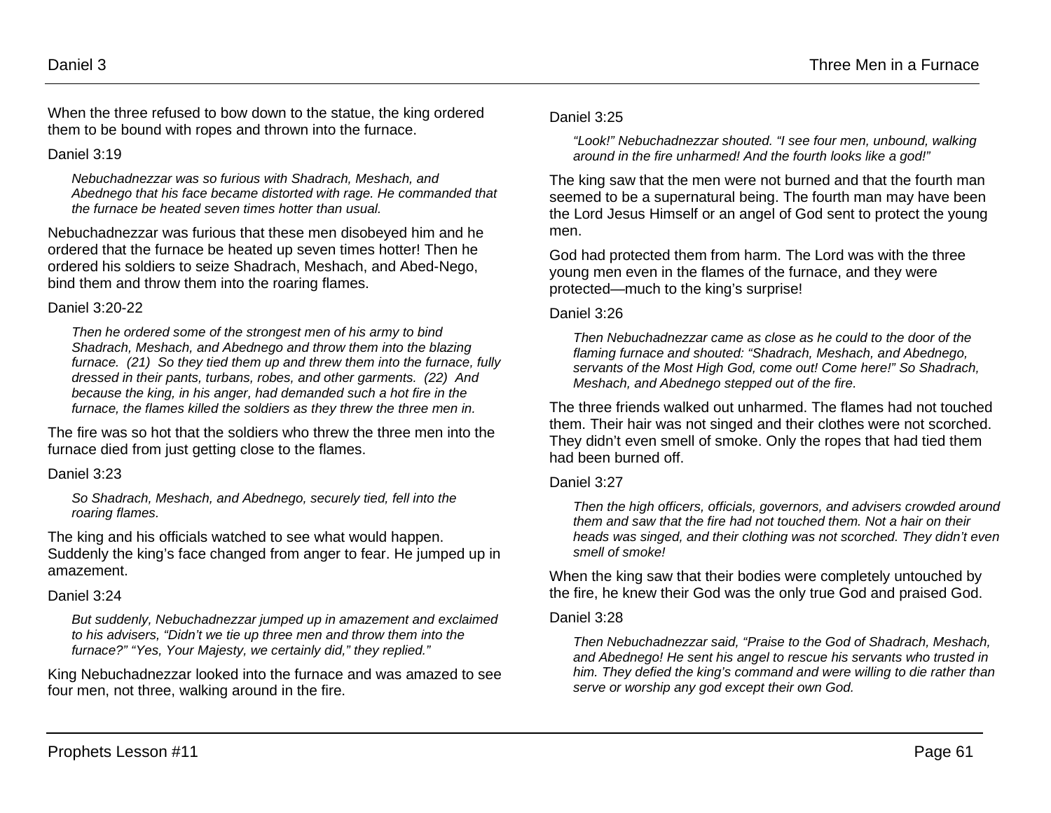When the three refused to bow down to the statue, the king ordered them to be bound with ropes and thrown into the furnace.

Daniel 3:19

> *Nebuchadnezzar was so furious with Shadrach, Meshach, and Abednego that his face became distorted with rage. He commanded that the furnace be heated seven times hotter than usual.*

Nebuchadnezzar was furious that these men disobeyed him and he ordered that the furnace be heated up seven times hotter! Then he ordered his soldiers to seize Shadrach, Meshach, and Abed-Nego, bind them and throw them into the roaring flames.

Daniel 3:20-22

> *Then he ordered some of the strongest men of his army to bind Shadrach, Meshach, and Abednego and throw them into the blazing furnace. (21) So they tied them up and threw them into the furnace, fully dressed in their pants, turbans, robes, and other garments. (22) And because the king, in his anger, had demanded such a hot fire in the furnace, the flames killed the soldiers as they threw the three men in.*

The fire was so hot that the soldiers who threw the three men into the furnace died from just getting close to the flames.

Daniel 3:23

> *So Shadrach, Meshach, and Abednego, securely tied, fell into the roaring flames.*

The king and his officials watched to see what would happen. Suddenly the king's face changed from anger to fear. He jumped up in amazement.

Daniel 3:24

> *But suddenly, Nebuchadnezzar jumped up in amazement and exclaimed to his advisers, "Didn't we tie up three men and throw them into the furnace?" "Yes, Your Majesty, we certainly did," they replied."*

King Nebuchadnezzar looked into the furnace and was amazed to see four men, not three, walking around in the fire.

Daniel 3:25

> *"Look!" Nebuchadnezzar shouted. "I see four men, unbound, walking around in the fire unharmed! And the fourth looks like a god!"*

The king saw that the men were not burned and that the fourth man seemed to be a supernatural being. The fourth man may have been the Lord Jesus Himself or an angel of God sent to protect the young men.

God had protected them from harm. The Lord was with the three young men even in the flames of the furnace, and they were protected—much to the king's surprise!

Daniel 3:26

> *Then Nebuchadnezzar came as close as he could to the door of the flaming furnace and shouted: "Shadrach, Meshach, and Abednego, servants of the Most High God, come out! Come here!" So Shadrach, Meshach, and Abednego stepped out of the fire.*

The three friends walked out unharmed. The flames had not touched them. Their hair was not singed and their clothes were not scorched. They didn't even smell of smoke. Only the ropes that had tied them had been burned off.

Daniel 3:27

> *Then the high officers, officials, governors, and advisers crowded around them and saw that the fire had not touched them. Not a hair on their heads was singed, and their clothing was not scorched. They didn't even smell of smoke!*

When the king saw that their bodies were completely untouched by the fire, he knew their God was the only true God and praised God.

Daniel 3:28

> *Then Nebuchadnezzar said, "Praise to the God of Shadrach, Meshach, and Abednego! He sent his angel to rescue his servants who trusted in him. They defied the king's command and were willing to die rather than serve or worship any god except their own God.*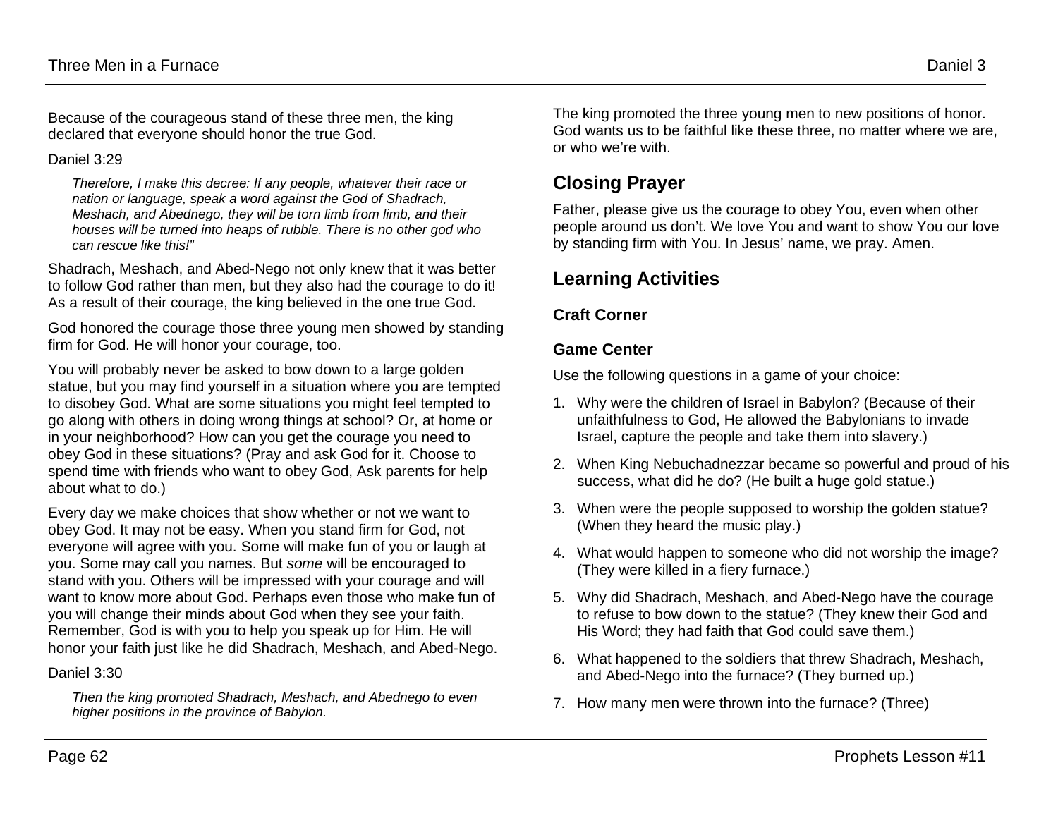Because of the courageous stand of these three men, the king declared that everyone should honor the true God.

Daniel 3:29

> *Therefore, I make this decree: If any people, whatever their race or nation or language, speak a word against the God of Shadrach, Meshach, and Abednego, they will be torn limb from limb, and their houses will be turned into heaps of rubble. There is no other god who can rescue like this!"*

Shadrach, Meshach, and Abed-Nego not only knew that it was better to follow God rather than men, but they also had the courage to do it! As a result of their courage, the king believed in the one true God.

God honored the courage those three young men showed by standing firm for God. He will honor your courage, too.

You will probably never be asked to bow down to a large golden statue, but you may find yourself in a situation where you are tempted to disobey God. What are some situations you might feel tempted to go along with others in doing wrong things at school? Or, at home or in your neighborhood? How can you get the courage you need to obey God in these situations? (Pray and ask God for it. Choose to spend time with friends who want to obey God, Ask parents for help about what to do.)

Every day we make choices that show whether or not we want to obey God. It may not be easy. When you stand firm for God, not everyone will agree with you. Some will make fun of you or laugh at you. Some may call you names. But *some* will be encouraged to stand with you. Others will be impressed with your courage and will want to know more about God. Perhaps even those who make fun of you will change their minds about God when they see your faith. Remember, God is with you to help you speak up for Him. He will honor your faith just like he did Shadrach, Meshach, and Abed-Nego.

Daniel 3:30

> *Then the king promoted Shadrach, Meshach, and Abednego to even higher positions in the province of Babylon.*

The king promoted the three young men to new positions of honor. God wants us to be faithful like these three, no matter where we are, or who we're with.

## Closing Prayer

Father, please give us the courage to obey You, even when other people around us don't. We love You and want to show You our love by standing firm with You. In Jesus' name, we pray. Amen.

## Learning Activities

### Craft Corner

### Game Center

Use the following questions in a game of your choice:

1. Why were the children of Israel in Babylon? (Because of their unfaithfulness to God, He allowed the Babylonians to invade Israel, capture the people and take them into slavery.)
2. When King Nebuchadnezzar became so powerful and proud of his success, what did he do? (He built a huge gold statue.)
3. When were the people supposed to worship the golden statue? (When they heard the music play.)
4. What would happen to someone who did not worship the image? (They were killed in a fiery furnace.)
5. Why did Shadrach, Meshach, and Abed-Nego have the courage to refuse to bow down to the statue? (They knew their God and His Word; they had faith that God could save them.)
6. What happened to the soldiers that threw Shadrach, Meshach, and Abed-Nego into the furnace? (They burned up.)
7. How many men were thrown into the furnace? (Three)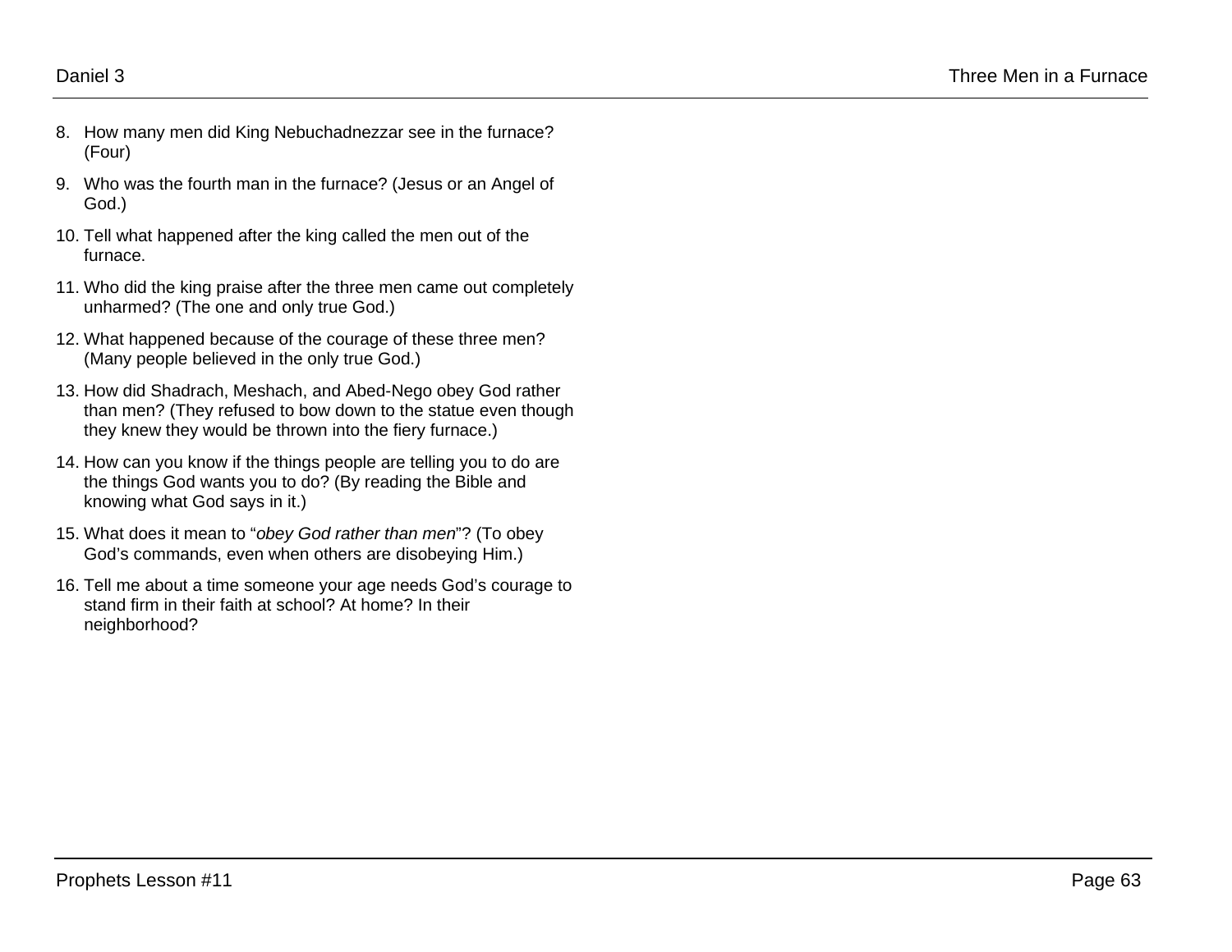8. How many men did King Nebuchadnezzar see in the furnace? (Four)
9. Who was the fourth man in the furnace? (Jesus or an Angel of God.)
10. Tell what happened after the king called the men out of the furnace.
11. Who did the king praise after the three men came out completely unharmed? (The one and only true God.)
12. What happened because of the courage of these three men? (Many people believed in the only true God.)
13. How did Shadrach, Meshach, and Abed-Nego obey God rather than men? (They refused to bow down to the statue even though they knew they would be thrown into the fiery furnace.)
14. How can you know if the things people are telling you to do are the things God wants you to do? (By reading the Bible and knowing what God says in it.)
15. What does it mean to "*obey God rather than men*"? (To obey God's commands, even when others are disobeying Him.)
16. Tell me about a time someone your age needs God's courage to stand firm in their faith at school? At home? In their neighborhood?